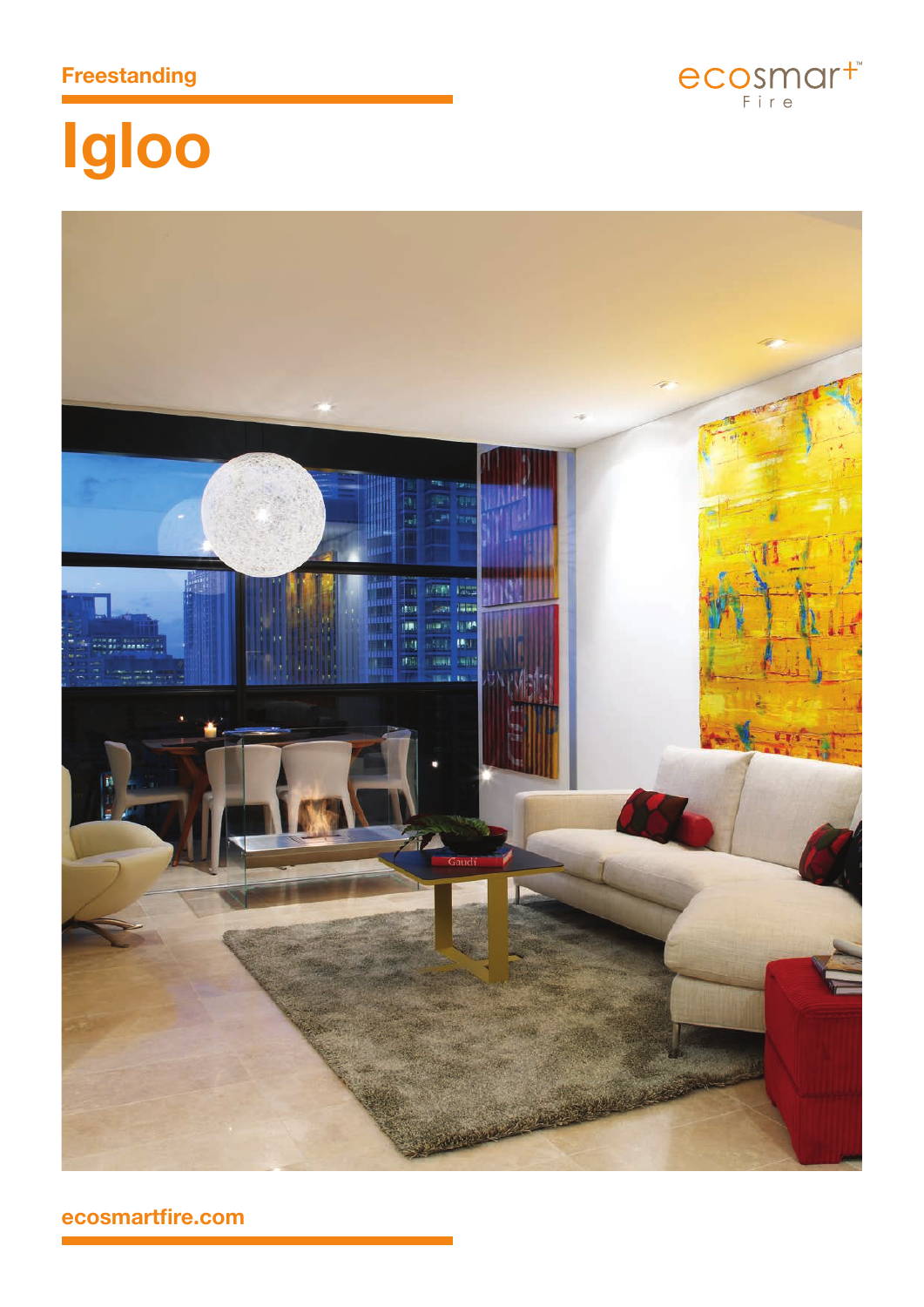Freestanding

ecosmart Fire

# Igloo

ecosmartfire.com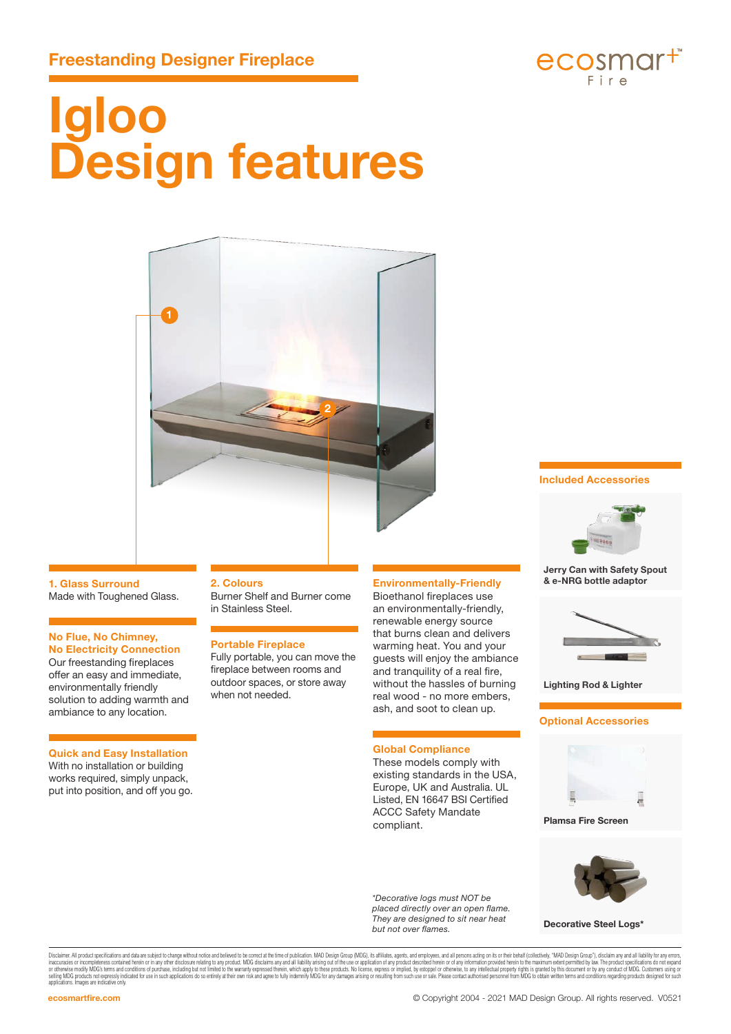## Freestanding Designer Fireplace

ecosmart Fire

# Igloo Design features

### 1. Glass Surround

Made with Toughened Glass.

### No Flue, No Chimney, No Electricity Connection

Our freestanding fireplaces offer an easy and immediate, environmentally friendly solution to adding warmth and ambiance to any location.

### Quick and Easy Installation

With no installation or building works required, simply unpack, put into position, and off you go.

### 2. Colours

Burner Shelf and Burner come in Stainless Steel.

### Portable Fireplace

Fully portable, you can move the fireplace between rooms and outdoor spaces, or store away when not needed.

### Environmentally-Friendly

Bioethanol fireplaces use an environmentally-friendly, renewable energy source that burns clean and delivers warming heat. You and your guests will enjoy the ambiance and tranquility of a real fire, without the hassles of burning real wood - no more embers, ash, and soot to clean up.

### Global Compliance

These models comply with existing standards in the USA, Europe, UK and Australia. UL Listed, EN 16647 BSI Certified ACCC Safety Mandate compliant.

*\*Decorative logs must NOT be placed directly over an open flame. They are designed to sit near heat but not over flames.*

### Included Accessories

**Jerry Can with Safety Spout & e-NRG bottle adaptor**

**Lighting Rod & Lighter**

### Optional Accessories

**Plamsa Fire Screen**

**Decorative Steel Logs\***

Disclaimer. All product specifications and data are subject to change without notice and believed to be correct at the time of publication. MAD Design Group (MDG), its affiliates, agents, and employees, and all persons acting on its or their behalf (collectively, "MAD Design Group"), disclaim any and all liability for any errors, inaccuracies or incompleteness contained herein or in any other disclosure relating to any product. MDG disclaims any and all liability arising out of the use or application of any product described herein or of any information provided herein to the maximum extent permitted by law. The product specifications do not expand or otherwise modify MDG's terms and conditions of purchase, including but not limited to the warranty expressed therein, which apply to these products. No license, express or implied, by estoppel or otherwise, to any intellectual property rights is granted by this document or by any conduct of MDG. Customers using or selling MDG products not expressly indicated for use in such applications do so entirely at their own risk and agree to fully indemnify MDG for any damages arising or resulting from such use or sale. Please contact authorised personnel from MDG to obtain written terms and conditions regarding products designed for such applications. Images are indicative only.

ecosmartfire.com

© Copyright 2004 - 2021 MAD Design Group. All rights reserved. V0521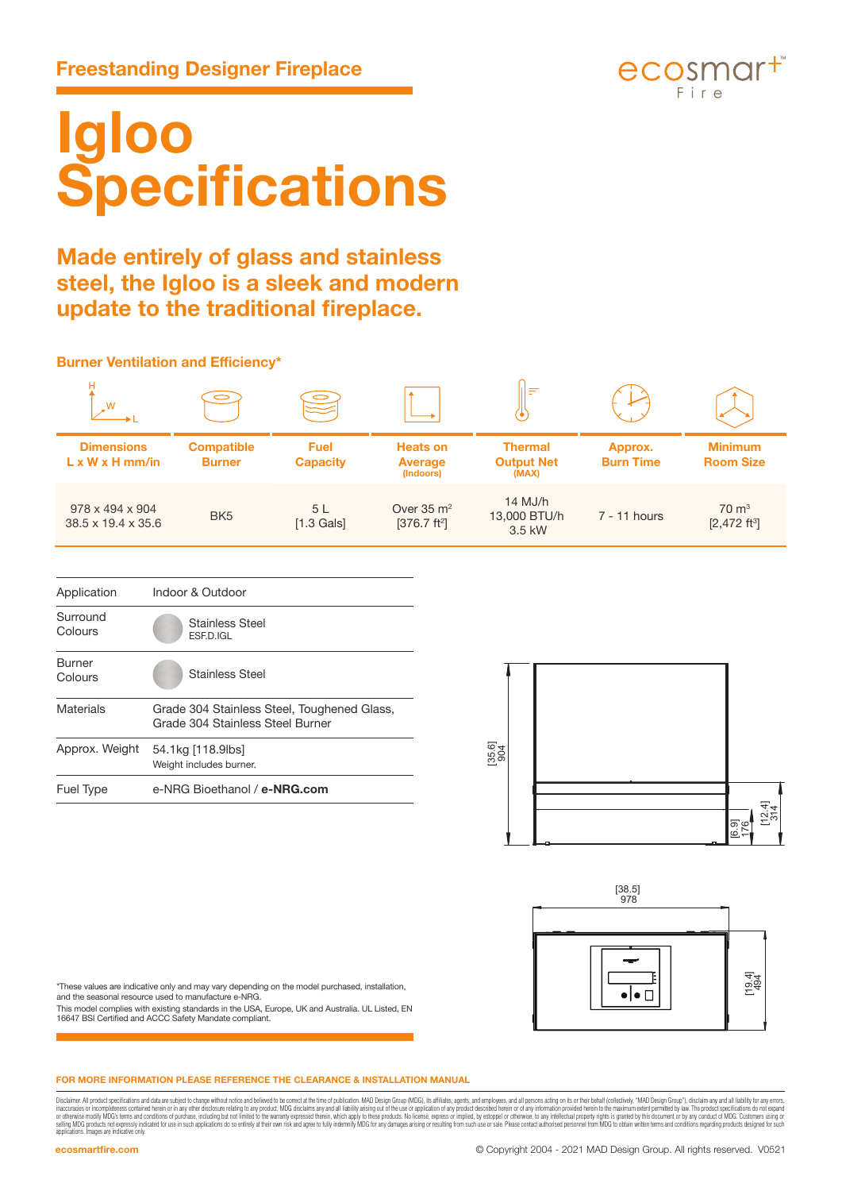## Freestanding Designer Fireplace

ecosmart Fire

# Igloo Specifications

### Made entirely of glass and stainless steel, the Igloo is a sleek and modern update to the traditional fireplace.

#### Burner Ventilation and Efficiency*

| Dimensions L x W x H mm/in | Compatible Burner | Fuel Capacity | Heats on Average (Indoors) | Thermal Output Net (MAX) | Approx. Burn Time | Minimum Room Size |
|---|---|---|---|---|---|---|
| 978 x 494 x 904<br>38.5 x 19.4 x 35.6 | BK5 | 5 L<br>[1.3 Gals] | Over 35 m²<br>[376.7 ft²] | 14 MJ/h<br>13,000 BTU/h<br>3.5 kW | 7 - 11 hours | 70 m³<br>[2,472 ft³] |

| | |
|---|---|
| Application | Indoor & Outdoor |
| Surround Colours | Stainless Steel<br>ESF.D.IGL |
| Burner Colours | Stainless Steel |
| Materials | Grade 304 Stainless Steel, Toughened Glass, Grade 304 Stainless Steel Burner |
| Approx. Weight | 54.1kg [118.9lbs]<br>Weight includes burner. |
| Fuel Type | e-NRG Bioethanol / **e-NRG.com** |

[35.6]
904

[6.9]
176

[12.4]
314

[38.5]
978

[19.4]
494

*These values are indicative only and may vary depending on the model purchased, installation, and the seasonal resource used to manufacture e-NRG.
This model complies with existing standards in the USA, Europe, UK and Australia. UL Listed, EN 16647 BSI Certified and ACCC Safety Mandate compliant.

**FOR MORE INFORMATION PLEASE REFERENCE THE CLEARANCE & INSTALLATION MANUAL**

Disclaimer. All product specifications and data are subject to change without notice and believed to be correct at the time of publication. MAD Design Group (MDG), its affiliates, agents, and employees, and all persons acting on its or their behalf (collectively, "MAD Design Group"), disclaim any and all liability for any errors, inaccuracies or incompleteness contained herein or in any other disclosure relating to any product. MDG disclaims any and all liability arising out of the use or application of any product described herein or of any information provided herein to the maximum extent permitted by law. The product specifications do not expand or otherwise modify MDG's terms and conditions of purchase, including but not limited to the warranty expressed therein, which apply to these products. No license, express or implied, by estoppel or otherwise, to any intellectual property rights is granted by this document or by any conduct of MDG. Customers using or selling MDG products not expressly indicated for use in such applications do so entirely at their own risk and agree to fully indemnify MDG for any damages arising or resulting from such use or sale. Please contact authorised personnel from MDG to obtain written terms and conditions regarding products designed for such applications. Images are indicative only.

ecosmartfire.com

© Copyright 2004 - 2021 MAD Design Group. All rights reserved. V0521